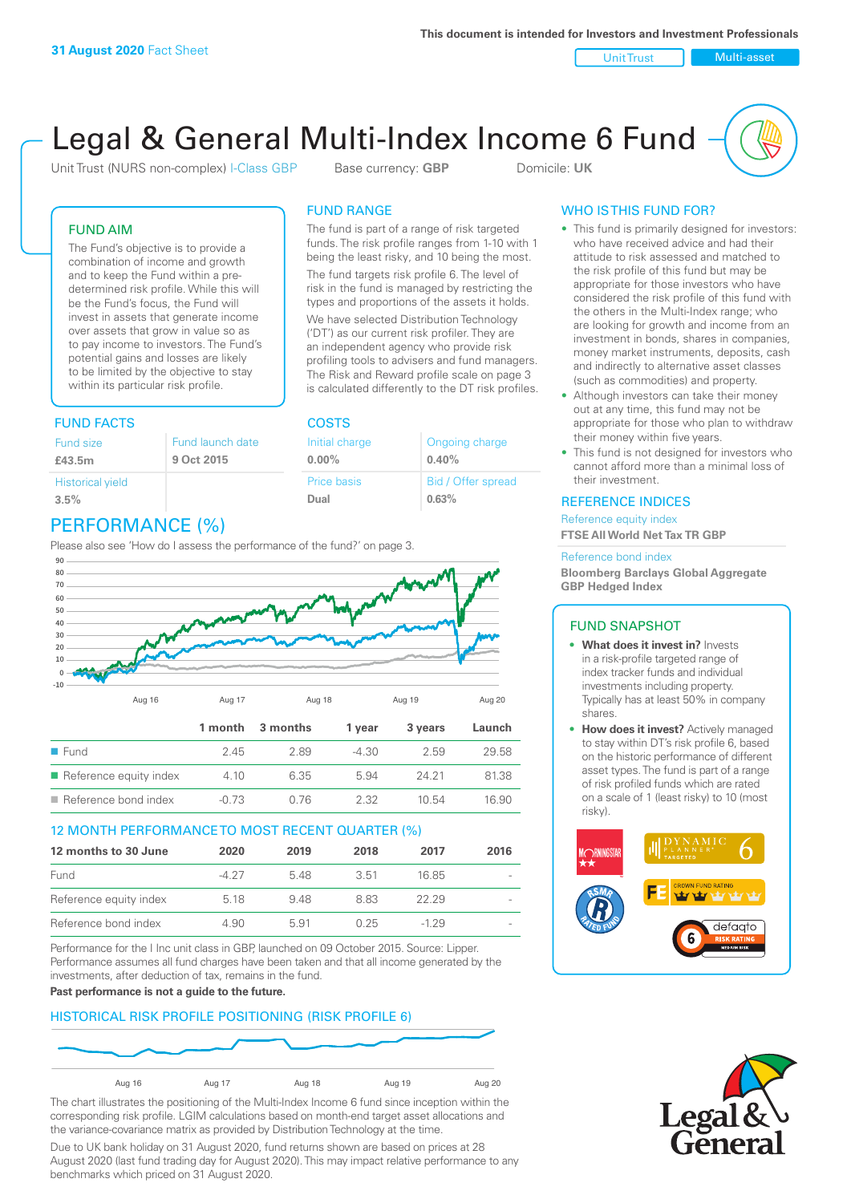**31 August 2020** Fact Sheet

This document is intended for Investors and Investment Professionals

Unit Trust | Multi-asset

# Legal & General Multi-Index Income 6 Fund

Unit Trust (NURS non-complex) I-Class GBP    Base currency: **GBP**    Domicile: **UK**

## FUND AIM

The Fund's objective is to provide a combination of income and growth and to keep the Fund within a pre-determined risk profile. While this will be the Fund's focus, the Fund will invest in assets that generate income over assets that grow in value so as to pay income to investors. The Fund's potential gains and losses are likely to be limited by the objective to stay within its particular risk profile.

## FUND RANGE

The Fund is part of a range of risk targeted funds. The risk profile ranges from 1-10 with 1 being the least risky, and 10 being the most.

The fund targets risk profile 6. The level of risk in the fund is managed by restricting the types and proportions of the assets it holds.

We have selected Distribution Technology ('DT') as our current risk profiler. They are an independent agency who provide risk profiling tools to advisers and fund managers. The Risk and Reward profile scale on page 3 is calculated differently to the DT risk profiles.

## WHO IS THIS FUND FOR?

- This fund is primarily designed for investors: who have received advice and had their attitude to risk assessed and matched to the risk profile of this fund but may be appropriate for those investors who have considered the risk profile of this fund with the others in the Multi-Index range; who are looking for growth and income from an investment in bonds, shares in companies, money market instruments, deposits, cash and indirectly to alternative asset classes (such as commodities) and property.
- Although investors can take their money out at any time, this fund may not be appropriate for those who plan to withdraw their money within five years.
- This fund is not designed for investors who cannot afford more than a minimal loss of their investment.

## FUND FACTS

| Fund size | Fund launch date |
|---|---|
| **£43.5m** | **9 Oct 2015** |
| Historical yield | |
| **3.5%** | |

## COSTS

| Initial charge | Ongoing charge |
|---|---|
| **0.00%** | **0.40%** |
| Price basis | Bid / Offer spread |
| **Dual** | **0.63%** |

## REFERENCE INDICES

Reference equity index
**FTSE All World Net Tax TR GBP**

Reference bond index
**Bloomberg Barclays Global Aggregate GBP Hedged Index**

## PERFORMANCE (%)

Please also see 'How do I assess the performance of the fund?' on page 3.

|  | 1 month | 3 months | 1 year | 3 years | Launch |
|---|---|---|---|---|---|
| Fund | 2.45 | 2.89 | -4.30 | 2.59 | 29.58 |
| Reference equity index | 4.10 | 6.35 | 5.94 | 24.21 | 81.38 |
| Reference bond index | -0.73 | 0.76 | 2.32 | 10.54 | 16.90 |

## 12 MONTH PERFORMANCE TO MOST RECENT QUARTER (%)

| 12 months to 30 June | 2020 | 2019 | 2018 | 2017 | 2016 |
|---|---|---|---|---|---|
| Fund | -4.27 | 5.48 | 3.51 | 16.85 | - |
| Reference equity index | 5.18 | 9.48 | 8.83 | 22.29 | - |
| Reference bond index | 4.90 | 5.91 | 0.25 | -1.29 | - |

Performance for the I Inc unit class in GBP, launched on 09 October 2015. Source: Lipper. Performance assumes all fund charges have been taken and that all income generated by the investments, after deduction of tax, remains in the fund.

**Past performance is not a guide to the future.**

## FUND SNAPSHOT

- **What does it invest in?** Invests in a risk-profile targeted range of index tracker funds and individual investments including property. Typically has at least 50% in company shares.
- **How does it invest?** Actively managed to stay within DT's risk profile 6, based on the historic performance of different asset types. The fund is part of a range of risk profiled funds which are rated on a scale of 1 (least risky) to 10 (most risky).

## HISTORICAL RISK PROFILE POSITIONING (RISK PROFILE 6)

The chart illustrates the positioning of the Multi-Index Income 6 fund since inception within the corresponding risk profile. LGIM calculations based on month-end target asset allocations and the variance-covariance matrix as provided by Distribution Technology at the time.

Due to UK bank holiday on 31 August 2020, fund returns shown are based on prices at 28 August 2020 (last fund trading day for August 2020). This may impact relative performance to any benchmarks which priced on 31 August 2020.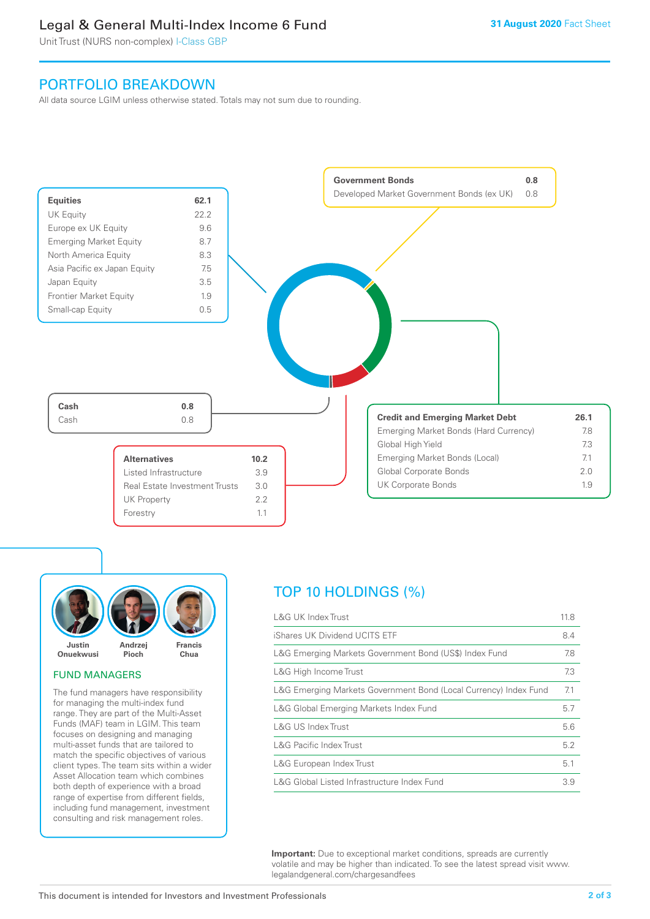# Legal & General Multi-Index Income 6 Fund

Unit Trust (NURS non-complex) I-Class GBP

**31 August 2020** Fact Sheet

## PORTFOLIO BREAKDOWN

All data source LGIM unless otherwise stated. Totals may not sum due to rounding.

| **Equities** | **62.1** |
|---|---|
| UK Equity | 22.2 |
| Europe ex UK Equity | 9.6 |
| Emerging Market Equity | 8.7 |
| North America Equity | 8.3 |
| Asia Pacific ex Japan Equity | 7.5 |
| Japan Equity | 3.5 |
| Frontier Market Equity | 1.9 |
| Small-cap Equity | 0.5 |

| **Government Bonds** | **0.8** |
|---|---|
| Developed Market Government Bonds (ex UK) | 0.8 |

| **Cash** | **0.8** |
|---|---|
| Cash | 0.8 |

| **Credit and Emerging Market Debt** | **26.1** |
|---|---|
| Emerging Market Bonds (Hard Currency) | 7.8 |
| Global High Yield | 7.3 |
| Emerging Market Bonds (Local) | 7.1 |
| Global Corporate Bonds | 2.0 |
| UK Corporate Bonds | 1.9 |

| **Alternatives** | **10.2** |
|---|---|
| Listed Infrastructure | 3.9 |
| Real Estate Investment Trusts | 3.0 |
| UK Property | 2.2 |
| Forestry | 1.1 |

## FUND MANAGERS

Justin Onuekwusi, Andrzej Pioch, Francis Chua

The fund managers have responsibility for managing the multi-index fund range. They are part of the Multi-Asset Funds (MAF) team in LGIM. This team focuses on designing and managing multi-asset funds that are tailored to match the specific objectives of various client types. The team sits within a wider Asset Allocation team which combines both depth of experience with a broad range of expertise from different fields, including fund management, investment consulting and risk management roles.

## TOP 10 HOLDINGS (%)

| Holding | % |
|---|---|
| L&G UK Index Trust | 11.8 |
| iShares UK Dividend UCITS ETF | 8.4 |
| L&G Emerging Markets Government Bond (US$) Index Fund | 7.8 |
| L&G High Income Trust | 7.3 |
| L&G Emerging Markets Government Bond (Local Currency) Index Fund | 7.1 |
| L&G Global Emerging Markets Index Fund | 5.7 |
| L&G US Index Trust | 5.6 |
| L&G Pacific Index Trust | 5.2 |
| L&G European Index Trust | 5.1 |
| L&G Global Listed Infrastructure Index Fund | 3.9 |

**Important:** Due to exceptional market conditions, spreads are currently volatile and may be higher than indicated. To see the latest spread visit www.legalandgeneral.com/chargesandfees

This document is intended for Investors and Investment Professionals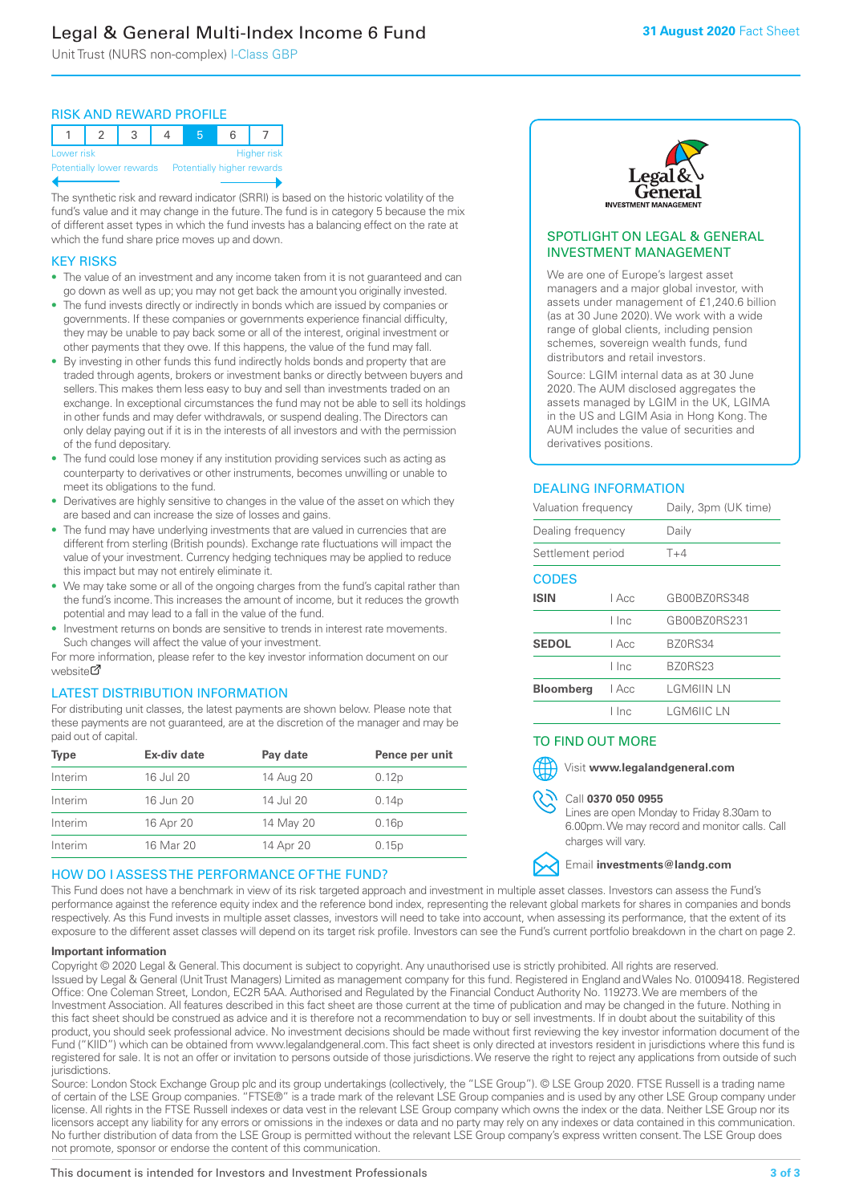# Legal & General Multi-Index Income 6 Fund

Unit Trust (NURS non-complex) I-Class GBP

**31 August 2020** Fact Sheet

## RISK AND REWARD PROFILE

| 1 | 2 | 3 | 4 | 5 | 6 | 7 |
|---|---|---|---|---|---|---|

Lower risk — Higher risk

Potentially lower rewards — Potentially higher rewards

The synthetic risk and reward indicator (SRRI) is based on the historic volatility of the fund's value and it may change in the future. The fund is in category 5 because the mix of different asset types in which the fund invests has a balancing effect on the rate at which the fund share price moves up and down.

## KEY RISKS

- The value of an investment and any income taken from it is not guaranteed and can go down as well as up; you may not get back the amount you originally invested.
- The fund invests directly or indirectly in bonds which are issued by companies or governments. If these companies or governments experience financial difficulty, they may be unable to pay back some or all of the interest, original investment or other payments that they owe. If this happens, the value of the fund may fall.
- By investing in other funds this fund indirectly holds bonds and property that are traded through agents, brokers or investment banks or directly between buyers and sellers. This makes them less easy to buy and sell than investments traded on an exchange. In exceptional circumstances the fund may not be able to sell its holdings in other funds and may defer withdrawals, or suspend dealing. The Directors can only delay paying out if it is in the interests of all investors and with the permission of the fund depositary.
- The fund could lose money if any institution providing services such as acting as counterparty to derivatives or other instruments, becomes unwilling or unable to meet its obligations to the fund.
- Derivatives are highly sensitive to changes in the value of the asset on which they are based and can increase the size of losses and gains.
- The fund may have underlying investments that are valued in currencies that are different from sterling (British pounds). Exchange rate fluctuations will impact the value of your investment. Currency hedging techniques may be applied to reduce this impact but may not entirely eliminate it.
- We may take some or all of the ongoing charges from the fund's capital rather than the fund's income. This increases the amount of income, but it reduces the growth potential and may lead to a fall in the value of the fund.
- Investment returns on bonds are sensitive to trends in interest rate movements. Such changes will affect the value of your investment.

For more information, please refer to the key investor information document on our website

## LATEST DISTRIBUTION INFORMATION

For distributing unit classes, the latest payments are shown below. Please note that these payments are not guaranteed, are at the discretion of the manager and may be paid out of capital.

| Type | Ex-div date | Pay date | Pence per unit |
|---|---|---|---|
| Interim | 16 Jul 20 | 14 Aug 20 | 0.12p |
| Interim | 16 Jun 20 | 14 Jul 20 | 0.14p |
| Interim | 16 Apr 20 | 14 May 20 | 0.16p |
| Interim | 16 Mar 20 | 14 Apr 20 | 0.15p |

## SPOTLIGHT ON LEGAL & GENERAL INVESTMENT MANAGEMENT

We are one of Europe's largest asset managers and a major global investor, with assets under management of £1,240.6 billion (as at 30 June 2020). We work with a wide range of global clients, including pension schemes, sovereign wealth funds, fund distributors and retail investors.

Source: LGIM internal data as at 30 June 2020. The AUM disclosed aggregates the assets managed by LGIM in the UK, LGIMA in the US and LGIM Asia in Hong Kong. The AUM includes the value of securities and derivatives positions.

## DEALING INFORMATION

| | |
|---|---|
| Valuation frequency | Daily, 3pm (UK time) |
| Dealing frequency | Daily |
| Settlement period | T+4 |

## CODES

| | | |
|---|---|---|
| **ISIN** | I Acc | GB00BZ0RS348 |
| | I Inc | GB00BZ0RS231 |
| **SEDOL** | I Acc | BZ0RS34 |
| | I Inc | BZ0RS23 |
| **Bloomberg** | I Acc | LGM6IIN LN |
| | I Inc | LGM6IIC LN |

## TO FIND OUT MORE

Visit **www.legalandgeneral.com**

Call **0370 050 0955**
Lines are open Monday to Friday 8.30am to 6.00pm. We may record and monitor calls. Call charges will vary.

Email **investments@landg.com**

## HOW DO I ASSESS THE PERFORMANCE OF THE FUND?

This Fund does not have a benchmark in view of its risk targeted approach and investment in multiple asset classes. Investors can assess the Fund's performance against the reference equity index and the reference bond index, representing the relevant global markets for shares in companies and bonds respectively. As this Fund invests in multiple asset classes, investors will need to take into account, when assessing its performance, that the extent of its exposure to the different asset classes will depend on its target risk profile. Investors can see the Fund's current portfolio breakdown in the chart on page 2.

**Important information**

Copyright © 2020 Legal & General. This document is subject to copyright. Any unauthorised use is strictly prohibited. All rights are reserved. Issued by Legal & General (Unit Trust Managers) Limited as management company for this fund. Registered in England and Wales No. 01009418. Registered Office: One Coleman Street, London, EC2R 5AA. Authorised and Regulated by the Financial Conduct Authority No. 119273. We are members of the Investment Association. All features described in this fact sheet are those current at the time of publication and may be changed in the future. Nothing in this fact sheet should be construed as advice and it is therefore not a recommendation to buy or sell investments. If in doubt about the suitability of this product, you should seek professional advice. No investment decisions should be made without first reviewing the key investor information document of the Fund ("KIID") which can be obtained from www.legalandgeneral.com. This fact sheet is only directed at investors resident in jurisdictions where this fund is registered for sale. It is not an offer or invitation to persons outside of those jurisdictions. We reserve the right to reject any applications from outside of such jurisdictions.

Source: London Stock Exchange Group plc and its group undertakings (collectively, the "LSE Group"). © LSE Group 2020. FTSE Russell is a trading name of certain of the LSE Group companies. "FTSE®" is a trade mark of the relevant LSE Group companies and is used by any other LSE Group company under license. All rights in the FTSE Russell indexes or data vest in the relevant LSE Group company which owns the index or the data. Neither LSE Group nor its licensors accept any liability for any errors or omissions in the indexes or data and no party may rely on any indexes or data contained in this communication. No further distribution of data from the LSE Group is permitted without the relevant LSE Group company's express written consent. The LSE Group does not promote, sponsor or endorse the content of this communication.

This document is intended for Investors and Investment Professionals